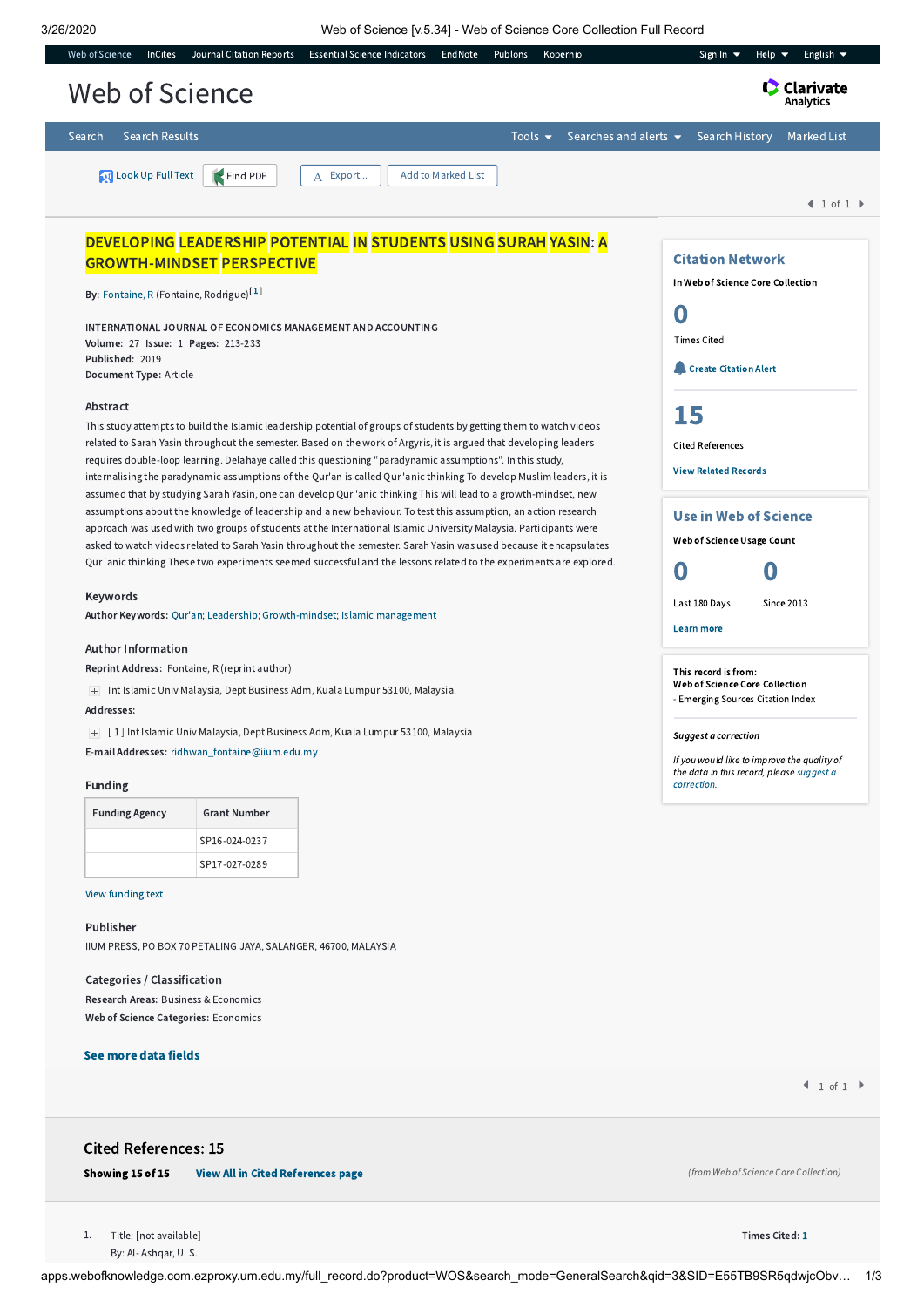# DEVELOPING LEADERSHIP POTENTIAL IN STUDENTS USING SURAH YASIN: A GROWTH-MINDSET PERSPECTIVE

**By:** Fontaine, R (Fontaine, Rodrigue)[1]

INTERNATIONAL JOURNAL OF ECONOMICS MANAGEMENT AND ACCOUNTING
**Volume:** 27 **Issue:** 1 **Pages:** 213-233
**Published:** 2019
**Document Type:** Article

## Abstract

This study attempts to build the Islamic leadership potential of groups of students by getting them to watch videos related to Sarah Yasin throughout the semester. Based on the work of Argyris, it is argued that developing leaders requires double-loop learning. Delahaye called this questioning "paradynamic assumptions". In this study, internalising the paradynamic assumptions of the Qur'an is called Qur'anic thinking To develop Muslim leaders, it is assumed that by studying Sarah Yasin, one can develop Qur'anic thinking This will lead to a growth-mindset, new assumptions about the knowledge of leadership and a new behaviour. To test this assumption, an action research approach was used with two groups of students at the International Islamic University Malaysia. Participants were asked to watch videos related to Sarah Yasin throughout the semester. Sarah Yasin was used because it encapsulates Qur'anic thinking These two experiments seemed successful and the lessons related to the experiments are explored.

## Keywords

**Author Keywords:** Qur'an; Leadership; Growth-mindset; Islamic management

## Author Information

**Reprint Address:** Fontaine, R (reprint author)

Int Islamic Univ Malaysia, Dept Business Adm, Kuala Lumpur 53100, Malaysia.

**Addresses:**

[1] Int Islamic Univ Malaysia, Dept Business Adm, Kuala Lumpur 53100, Malaysia

**E-mail Addresses:** ridhwan_fontaine@iium.edu.my

## Funding

| Funding Agency | Grant Number |
| --- | --- |
| | SP16-024-0237 |
| | SP17-027-0289 |

View funding text

## Publisher

IIUM PRESS, PO BOX 70 PETALING JAYA, SALANGER, 46700, MALAYSIA

## Categories / Classification

**Research Areas:** Business & Economics

**Web of Science Categories:** Economics

**See more data fields**

## Citation Network

In Web of Science Core Collection

0 Times Cited

Create Citation Alert

15 Cited References

View Related Records

## Use in Web of Science

Web of Science Usage Count

0 Last 180 Days

0 Since 2013

Learn more

This record is from:
Web of Science Core Collection
- Emerging Sources Citation Index

*Suggest a correction*

*If you would like to improve the quality of the data in this record, please suggest a correction.*

## Cited References: 15

**Showing 15 of 15** **View All in Cited References page**

*(from Web of Science Core Collection)*

1. Title: [not available]
   By: Al-Ashqar, U. S.
   **Times Cited:** 1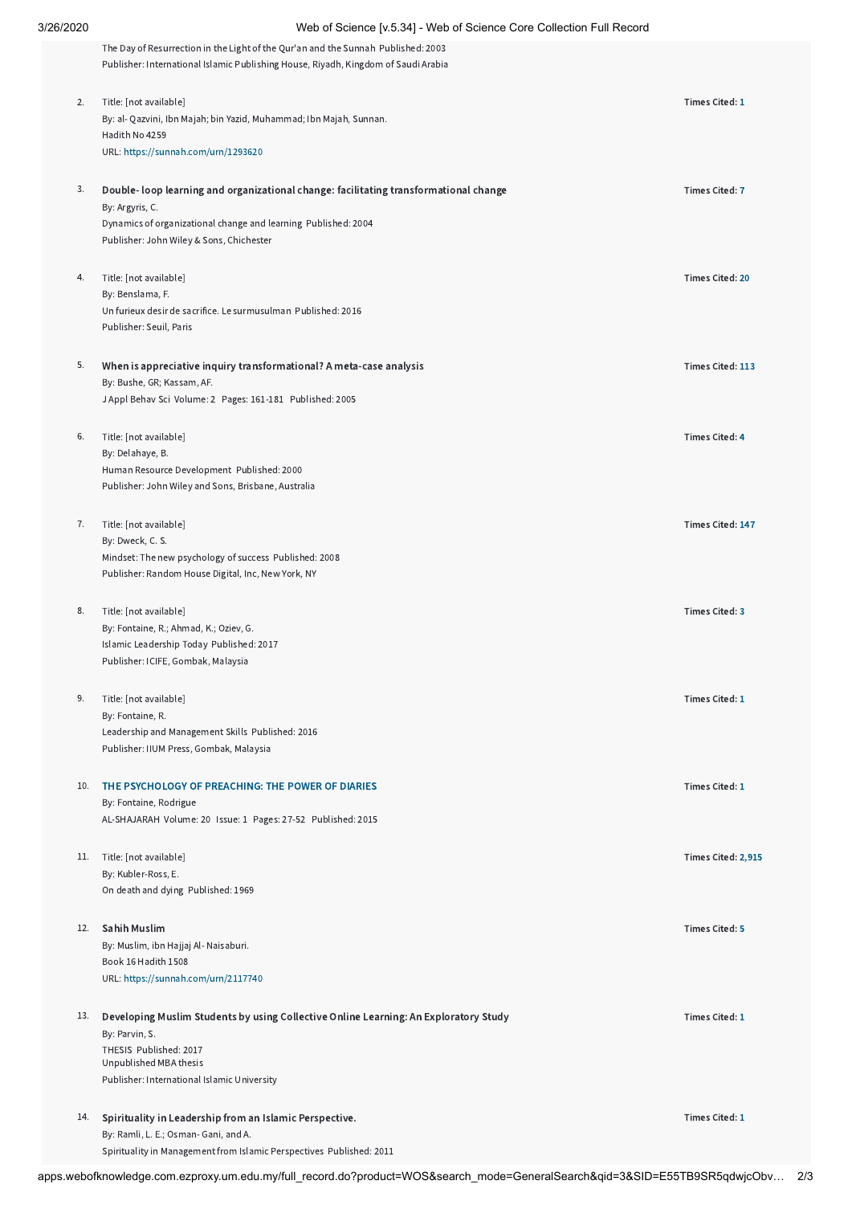The Day of Resurrection in the Light of the Qur'an and the Sunnah Published: 2003
Publisher: International Islamic Publishing House, Riyadh, Kingdom of Saudi Arabia

2. Title: [not available]
By: al- Qazvini, Ibn Majah; bin Yazid, Muhammad; Ibn Majah, Sunnan.
Hadith No 4259
URL: https://sunnah.com/urn/1293620
**Times Cited: 1**

3. **Double- loop learning and organizational change: facilitating transformational change**
By: Argyris, C.
Dynamics of organizational change and learning Published: 2004
Publisher: John Wiley & Sons, Chichester
**Times Cited: 7**

4. Title: [not available]
By: Benslama, F.
Un furieux desir de sacrifice. Le surmusulman Published: 2016
Publisher: Seuil, Paris
**Times Cited: 20**

5. **When is appreciative inquiry transformational? A meta-case analysis**
By: Bushe, GR; Kassam, AF.
J Appl Behav Sci Volume: 2 Pages: 161-181 Published: 2005
**Times Cited: 113**

6. Title: [not available]
By: Delahaye, B.
Human Resource Development Published: 2000
Publisher: John Wiley and Sons, Brisbane, Australia
**Times Cited: 4**

7. Title: [not available]
By: Dweck, C. S.
Mindset: The new psychology of success Published: 2008
Publisher: Random House Digital, Inc, New York, NY
**Times Cited: 147**

8. Title: [not available]
By: Fontaine, R.; Ahmad, K.; Oziev, G.
Islamic Leadership Today Published: 2017
Publisher: ICIFE, Gombak, Malaysia
**Times Cited: 3**

9. Title: [not available]
By: Fontaine, R.
Leadership and Management Skills Published: 2016
Publisher: IIUM Press, Gombak, Malaysia
**Times Cited: 1**

10. **THE PSYCHOLOGY OF PREACHING: THE POWER OF DIARIES**
By: Fontaine, Rodrigue
AL-SHAJARAH Volume: 20 Issue: 1 Pages: 27-52 Published: 2015
**Times Cited: 1**

11. Title: [not available]
By: Kubler-Ross, E.
On death and dying Published: 1969
**Times Cited: 2,915**

12. **Sahih Muslim**
By: Muslim, ibn Hajjaj Al- Naisaburi.
Book 16 Hadith 1508
URL: https://sunnah.com/urn/2117740
**Times Cited: 5**

13. **Developing Muslim Students by using Collective Online Learning: An Exploratory Study**
By: Parvin, S.
THESIS Published: 2017
Unpublished MBA thesis
Publisher: International Islamic University
**Times Cited: 1**

14. **Spirituality in Leadership from an Islamic Perspective.**
By: Ramli, L. E.; Osman- Gani, and A.
Spirituality in Management from Islamic Perspectives Published: 2011
**Times Cited: 1**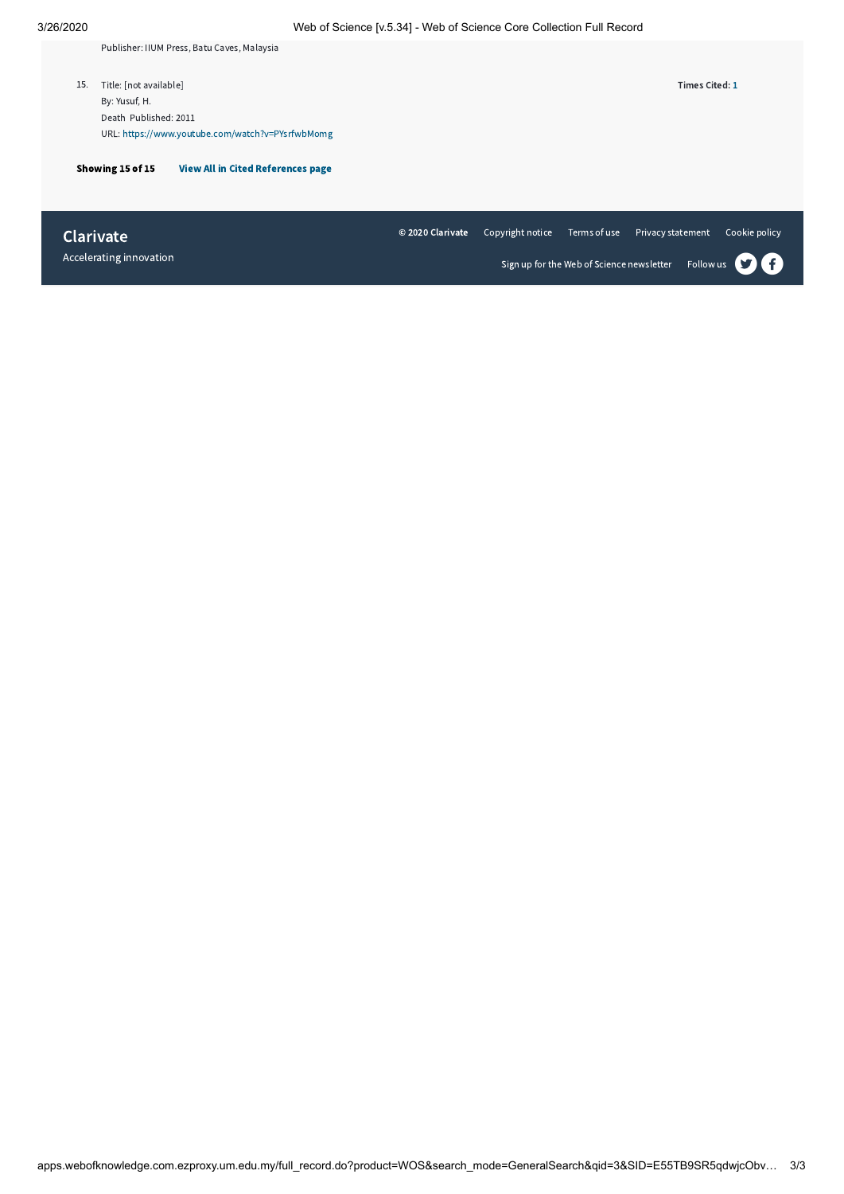Publisher: IIUM Press, Batu Caves, Malaysia

15. Title: [not available]
By: Yusuf, H.
Death Published: 2011
URL: https://www.youtube.com/watch?v=PYsrfwbMomg

Times Cited: 1

**Showing 15 of 15** **View All in Cited References page**

**Clarivate**
Accelerating innovation

**© 2020 Clarivate** Copyright notice Terms of use Privacy statement Cookie policy

Sign up for the Web of Science newsletter Follow us